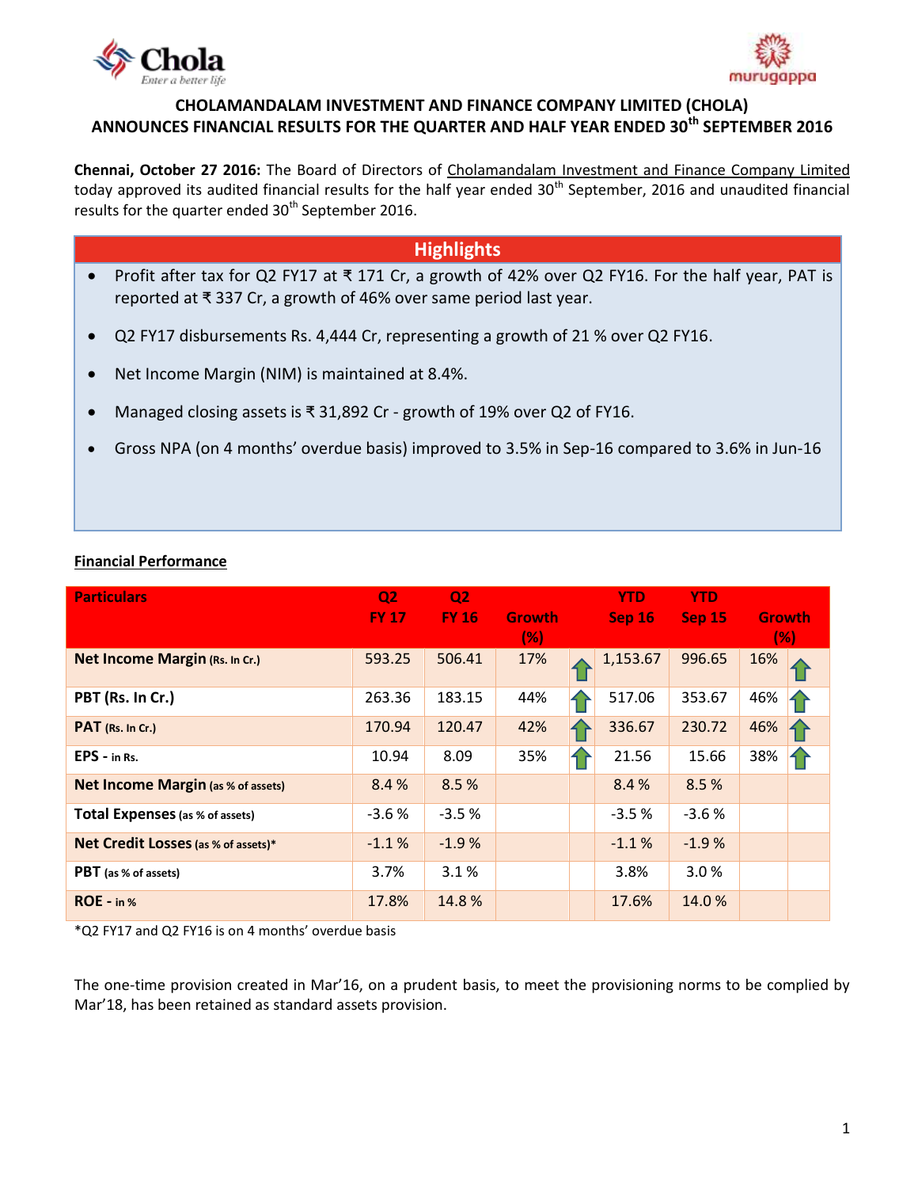# CHOLAMANDALAM INVESTMENT AND FINANCE COMPANY LIMITED (CHOLA) ANNOUNCES FINANCIAL RESULTS FOR THE QUARTER AND HALF YEAR ENDED 30th SEPTEMBER 2016

**Chennai, October 27 2016:** The Board of Directors of Cholamandalam Investment and Finance Company Limited today approved its audited financial results for the half year ended 30th September, 2016 and unaudited financial results for the quarter ended 30th September 2016.

## Highlights

- Profit after tax for Q2 FY17 at ₹ 171 Cr, a growth of 42% over Q2 FY16. For the half year, PAT is reported at ₹ 337 Cr, a growth of 46% over same period last year.
- Q2 FY17 disbursements Rs. 4,444 Cr, representing a growth of 21 % over Q2 FY16.
- Net Income Margin (NIM) is maintained at 8.4%.
- Managed closing assets is ₹ 31,892 Cr - growth of 19% over Q2 of FY16.
- Gross NPA (on 4 months' overdue basis) improved to 3.5% in Sep-16 compared to 3.6% in Jun-16

## Financial Performance

| Particulars | Q2 FY 17 | Q2 FY 16 | Growth (%) | | YTD Sep 16 | YTD Sep 15 | Growth (%) | |
|---|---|---|---|---|---|---|---|---|
| **Net Income Margin** (Rs. In Cr.) | 593.25 | 506.41 | 17% | ↑ | 1,153.67 | 996.65 | 16% | ↑ |
| **PBT (Rs. In Cr.)** | 263.36 | 183.15 | 44% | ↑ | 517.06 | 353.67 | 46% | ↑ |
| **PAT** (Rs. In Cr.) | 170.94 | 120.47 | 42% | ↑ | 336.67 | 230.72 | 46% | ↑ |
| **EPS** - in Rs. | 10.94 | 8.09 | 35% | ↑ | 21.56 | 15.66 | 38% | ↑ |
| **Net Income Margin** (as % of assets) | 8.4 % | 8.5 % | | | 8.4 % | 8.5 % | | |
| **Total Expenses** (as % of assets) | -3.6 % | -3.5 % | | | -3.5 % | -3.6 % | | |
| **Net Credit Losses** (as % of assets)* | -1.1 % | -1.9 % | | | -1.1 % | -1.9 % | | |
| **PBT** (as % of assets) | 3.7% | 3.1 % | | | 3.8% | 3.0 % | | |
| **ROE** - in % | 17.8% | 14.8 % | | | 17.6% | 14.0 % | | |

*Q2 FY17 and Q2 FY16 is on 4 months' overdue basis

The one-time provision created in Mar'16, on a prudent basis, to meet the provisioning norms to be complied by Mar'18, has been retained as standard assets provision.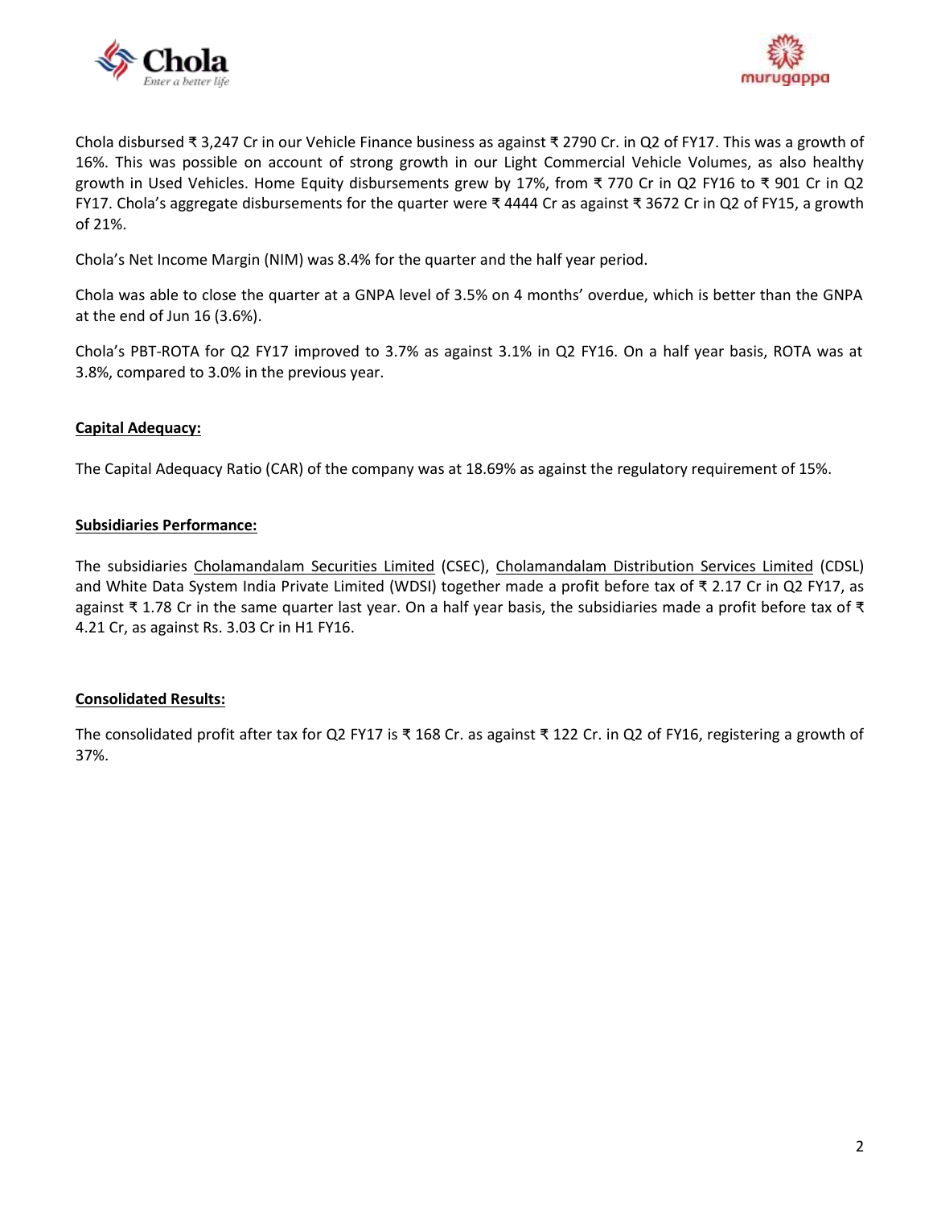Chola disbursed ₹ 3,247 Cr in our Vehicle Finance business as against ₹ 2790 Cr. in Q2 of FY17. This was a growth of 16%. This was possible on account of strong growth in our Light Commercial Vehicle Volumes, as also healthy growth in Used Vehicles. Home Equity disbursements grew by 17%, from ₹ 770 Cr in Q2 FY16 to ₹ 901 Cr in Q2 FY17. Chola's aggregate disbursements for the quarter were ₹ 4444 Cr as against ₹ 3672 Cr in Q2 of FY15, a growth of 21%.

Chola's Net Income Margin (NIM) was 8.4% for the quarter and the half year period.

Chola was able to close the quarter at a GNPA level of 3.5% on 4 months' overdue, which is better than the GNPA at the end of Jun 16 (3.6%).

Chola's PBT-ROTA for Q2 FY17 improved to 3.7% as against 3.1% in Q2 FY16. On a half year basis, ROTA was at 3.8%, compared to 3.0% in the previous year.

**Capital Adequacy:**

The Capital Adequacy Ratio (CAR) of the company was at 18.69% as against the regulatory requirement of 15%.

**Subsidiaries Performance:**

The subsidiaries Cholamandalam Securities Limited (CSEC), Cholamandalam Distribution Services Limited (CDSL) and White Data System India Private Limited (WDSI) together made a profit before tax of ₹ 2.17 Cr in Q2 FY17, as against ₹ 1.78 Cr in the same quarter last year. On a half year basis, the subsidiaries made a profit before tax of ₹ 4.21 Cr, as against Rs. 3.03 Cr in H1 FY16.

**Consolidated Results:**

The consolidated profit after tax for Q2 FY17 is ₹ 168 Cr. as against ₹ 122 Cr. in Q2 of FY16, registering a growth of 37%.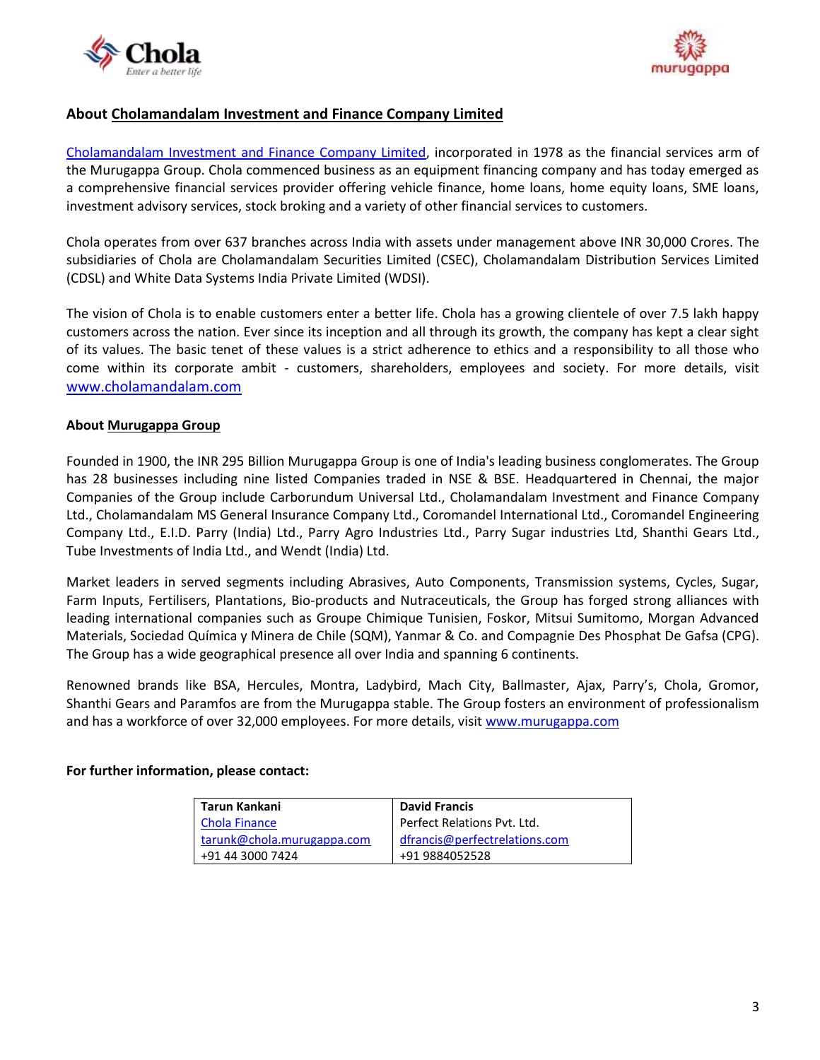## About Cholamandalam Investment and Finance Company Limited

Cholamandalam Investment and Finance Company Limited, incorporated in 1978 as the financial services arm of the Murugappa Group. Chola commenced business as an equipment financing company and has today emerged as a comprehensive financial services provider offering vehicle finance, home loans, home equity loans, SME loans, investment advisory services, stock broking and a variety of other financial services to customers.

Chola operates from over 637 branches across India with assets under management above INR 30,000 Crores. The subsidiaries of Chola are Cholamandalam Securities Limited (CSEC), Cholamandalam Distribution Services Limited (CDSL) and White Data Systems India Private Limited (WDSI).

The vision of Chola is to enable customers enter a better life. Chola has a growing clientele of over 7.5 lakh happy customers across the nation. Ever since its inception and all through its growth, the company has kept a clear sight of its values. The basic tenet of these values is a strict adherence to ethics and a responsibility to all those who come within its corporate ambit - customers, shareholders, employees and society. For more details, visit www.cholamandalam.com

## About Murugappa Group

Founded in 1900, the INR 295 Billion Murugappa Group is one of India's leading business conglomerates. The Group has 28 businesses including nine listed Companies traded in NSE & BSE. Headquartered in Chennai, the major Companies of the Group include Carborundum Universal Ltd., Cholamandalam Investment and Finance Company Ltd., Cholamandalam MS General Insurance Company Ltd., Coromandel International Ltd., Coromandel Engineering Company Ltd., E.I.D. Parry (India) Ltd., Parry Agro Industries Ltd., Parry Sugar industries Ltd, Shanthi Gears Ltd., Tube Investments of India Ltd., and Wendt (India) Ltd.

Market leaders in served segments including Abrasives, Auto Components, Transmission systems, Cycles, Sugar, Farm Inputs, Fertilisers, Plantations, Bio-products and Nutraceuticals, the Group has forged strong alliances with leading international companies such as Groupe Chimique Tunisien, Foskor, Mitsui Sumitomo, Morgan Advanced Materials, Sociedad Química y Minera de Chile (SQM), Yanmar & Co. and Compagnie Des Phosphat De Gafsa (CPG). The Group has a wide geographical presence all over India and spanning 6 continents.

Renowned brands like BSA, Hercules, Montra, Ladybird, Mach City, Ballmaster, Ajax, Parry's, Chola, Gromor, Shanthi Gears and Paramfos are from the Murugappa stable. The Group fosters an environment of professionalism and has a workforce of over 32,000 employees. For more details, visit www.murugappa.com

**For further information, please contact:**

| | |
|---|---|
| **Tarun Kankani** | **David Francis** |
| Chola Finance | Perfect Relations Pvt. Ltd. |
| tarunk@chola.murugappa.com | dfrancis@perfectrelations.com |
| +91 44 3000 7424 | +91 9884052528 |